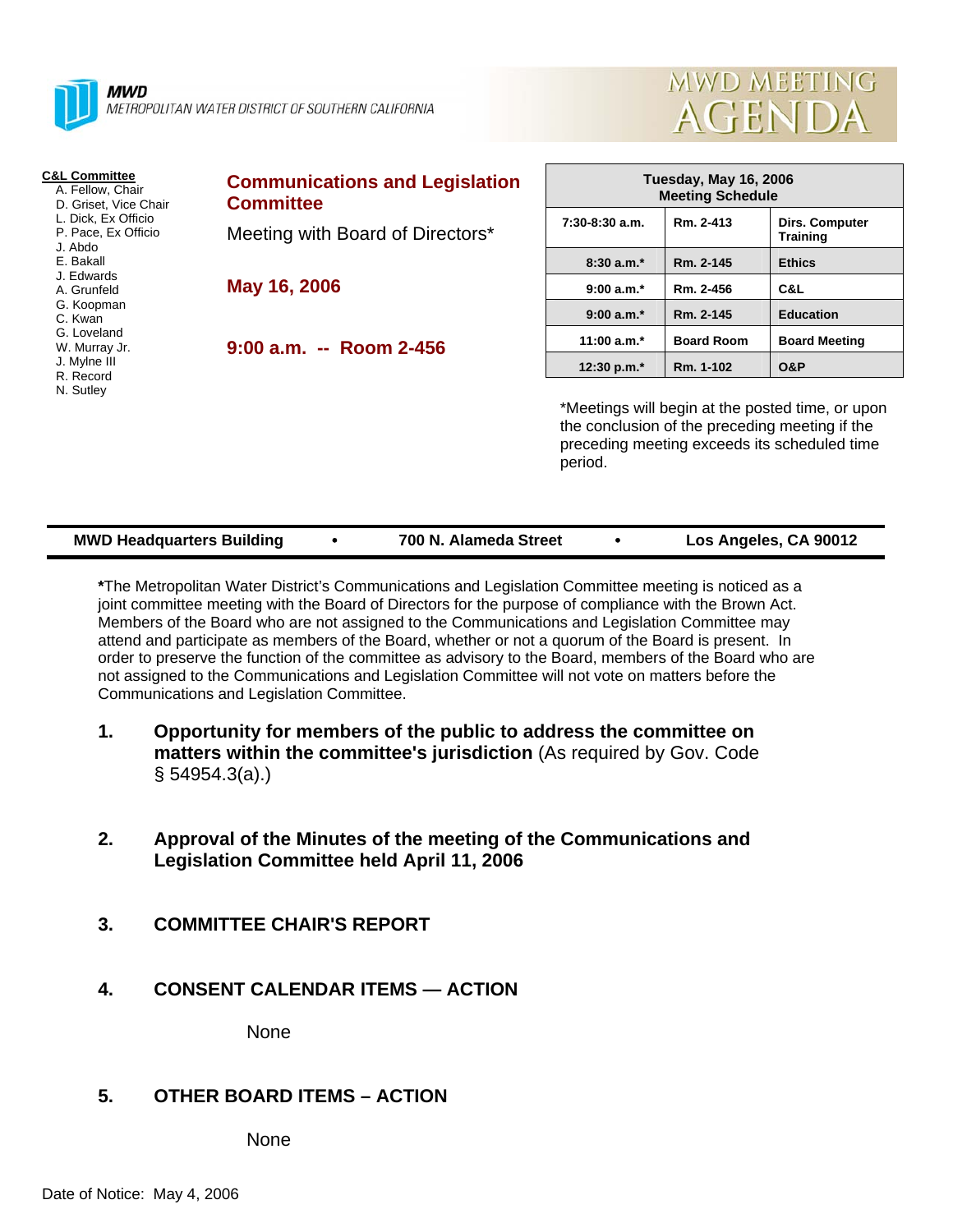**MWD**
METROPOLITAN WATER DISTRICT OF SOUTHERN CALIFORNIA

# MWD MEETING AGENDA

**C&L Committee**
- A. Fellow, Chair
- D. Griset, Vice Chair
- L. Dick, Ex Officio
- P. Pace, Ex Officio
- J. Abdo
- E. Bakall
- J. Edwards
- A. Grunfeld
- G. Koopman
- C. Kwan
- G. Loveland
- W. Murray Jr.
- J. Mylne III
- R. Record
- N. Sutley

## Communications and Legislation Committee

Meeting with Board of Directors*

**May 16, 2006**

**9:00 a.m. -- Room 2-456**

| Tuesday, May 16, 2006 Meeting Schedule | | |
|---|---|---|
| 7:30-8:30 a.m. | Rm. 2-413 | Dirs. Computer Training |
| 8:30 a.m.* | Rm. 2-145 | Ethics |
| 9:00 a.m.* | Rm. 2-456 | C&L |
| 9:00 a.m.* | Rm. 2-145 | Education |
| 11:00 a.m.* | Board Room | Board Meeting |
| 12:30 p.m.* | Rm. 1-102 | O&P |

*Meetings will begin at the posted time, or upon the conclusion of the preceding meeting if the preceding meeting exceeds its scheduled time period.

**MWD Headquarters Building • 700 N. Alameda Street • Los Angeles, CA 90012**

***The Metropolitan Water District's Communications and Legislation Committee meeting is noticed as a joint committee meeting with the Board of Directors for the purpose of compliance with the Brown Act. Members of the Board who are not assigned to the Communications and Legislation Committee may attend and participate as members of the Board, whether or not a quorum of the Board is present. In order to preserve the function of the committee as advisory to the Board, members of the Board who are not assigned to the Communications and Legislation Committee will not vote on matters before the Communications and Legislation Committee.

1. **Opportunity for members of the public to address the committee on matters within the committee's jurisdiction** (As required by Gov. Code § 54954.3(a).)

2. **Approval of the Minutes of the meeting of the Communications and Legislation Committee held April 11, 2006**

3. **COMMITTEE CHAIR'S REPORT**

4. **CONSENT CALENDAR ITEMS — ACTION**

   None

5. **OTHER BOARD ITEMS – ACTION**

   None

Date of Notice: May 4, 2006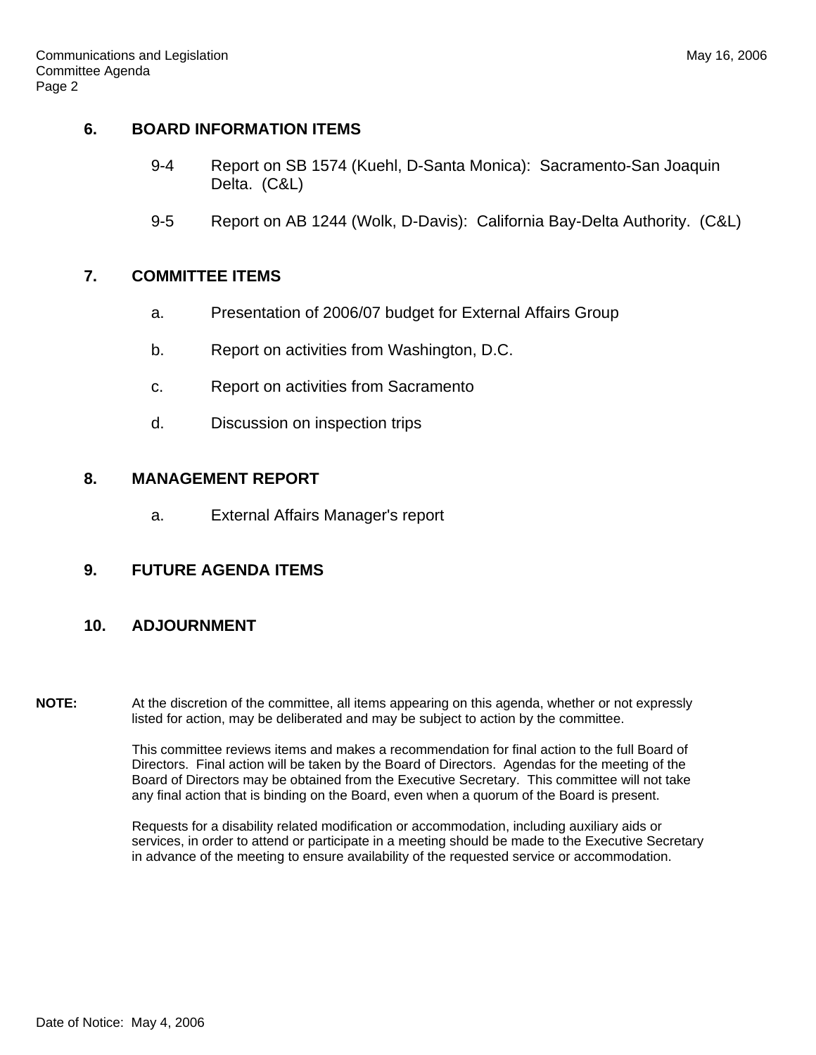## 6. BOARD INFORMATION ITEMS

9-4 Report on SB 1574 (Kuehl, D-Santa Monica): Sacramento-San Joaquin Delta. (C&L)

9-5 Report on AB 1244 (Wolk, D-Davis): California Bay-Delta Authority. (C&L)

## 7. COMMITTEE ITEMS

a. Presentation of 2006/07 budget for External Affairs Group

b. Report on activities from Washington, D.C.

c. Report on activities from Sacramento

d. Discussion on inspection trips

## 8. MANAGEMENT REPORT

a. External Affairs Manager's report

## 9. FUTURE AGENDA ITEMS

## 10. ADJOURNMENT

**NOTE:** At the discretion of the committee, all items appearing on this agenda, whether or not expressly listed for action, may be deliberated and may be subject to action by the committee.

This committee reviews items and makes a recommendation for final action to the full Board of Directors. Final action will be taken by the Board of Directors. Agendas for the meeting of the Board of Directors may be obtained from the Executive Secretary. This committee will not take any final action that is binding on the Board, even when a quorum of the Board is present.

Requests for a disability related modification or accommodation, including auxiliary aids or services, in order to attend or participate in a meeting should be made to the Executive Secretary in advance of the meeting to ensure availability of the requested service or accommodation.

Date of Notice: May 4, 2006